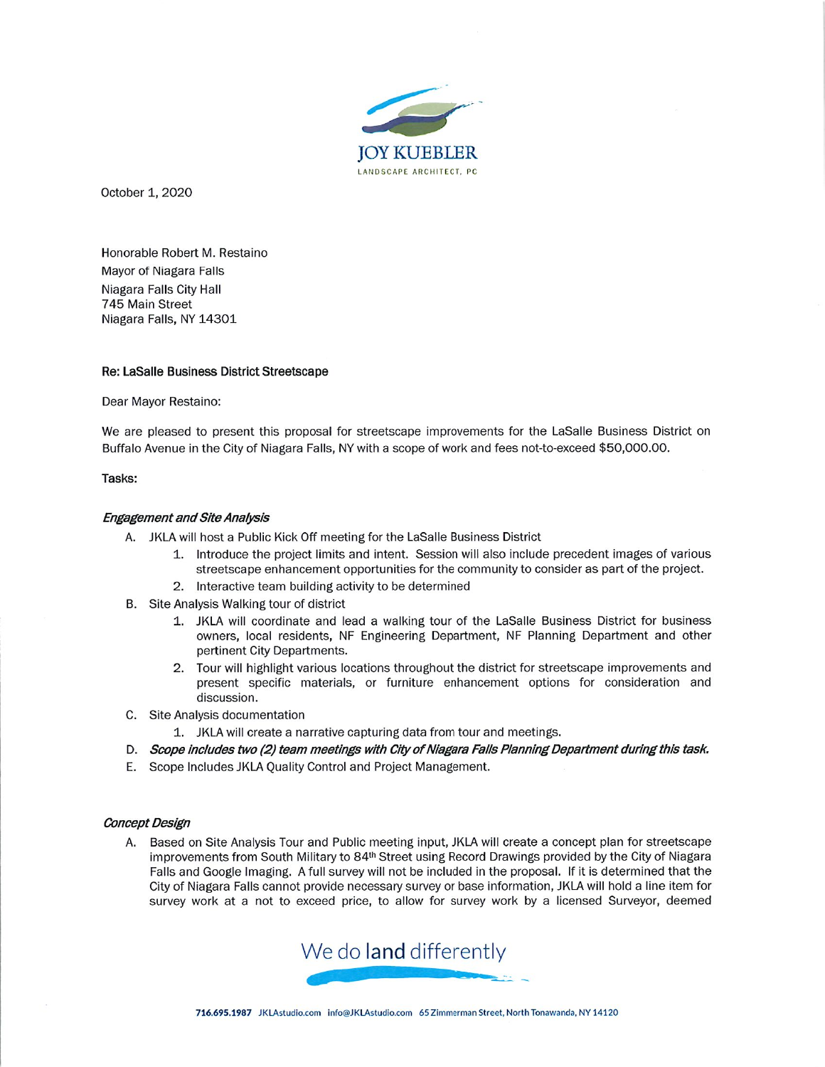JOY KUEBLER
LANDSCAPE ARCHITECT, PC

October 1, 2020

Honorable Robert M. Restaino
Mayor of Niagara Falls
Niagara Falls City Hall
745 Main Street
Niagara Falls, NY 14301

**Re: LaSalle Business District Streetscape**

Dear Mayor Restaino:

We are pleased to present this proposal for streetscape improvements for the LaSalle Business District on Buffalo Avenue in the City of Niagara Falls, NY with a scope of work and fees not-to-exceed $50,000.00.

**Tasks:**

***Engagement and Site Analysis***

A. JKLA will host a Public Kick Off meeting for the LaSalle Business District
   1. Introduce the project limits and intent. Session will also include precedent images of various streetscape enhancement opportunities for the community to consider as part of the project.
   2. Interactive team building activity to be determined
B. Site Analysis Walking tour of district
   1. JKLA will coordinate and lead a walking tour of the LaSalle Business District for business owners, local residents, NF Engineering Department, NF Planning Department and other pertinent City Departments.
   2. Tour will highlight various locations throughout the district for streetscape improvements and present specific materials, or furniture enhancement options for consideration and discussion.
C. Site Analysis documentation
   1. JKLA will create a narrative capturing data from tour and meetings.
D. ***Scope includes two (2) team meetings with City of Niagara Falls Planning Department during this task.***
E. Scope Includes JKLA Quality Control and Project Management.

***Concept Design***

A. Based on Site Analysis Tour and Public meeting input, JKLA will create a concept plan for streetscape improvements from South Military to 84th Street using Record Drawings provided by the City of Niagara Falls and Google Imaging. A full survey will not be included in the proposal. If it is determined that the City of Niagara Falls cannot provide necessary survey or base information, JKLA will hold a line item for survey work at a not to exceed price, to allow for survey work by a licensed Surveyor, deemed

We do land differently

716.695.1987 JKLAstudio.com info@JKLAstudio.com 65 Zimmerman Street, North Tonawanda, NY 14120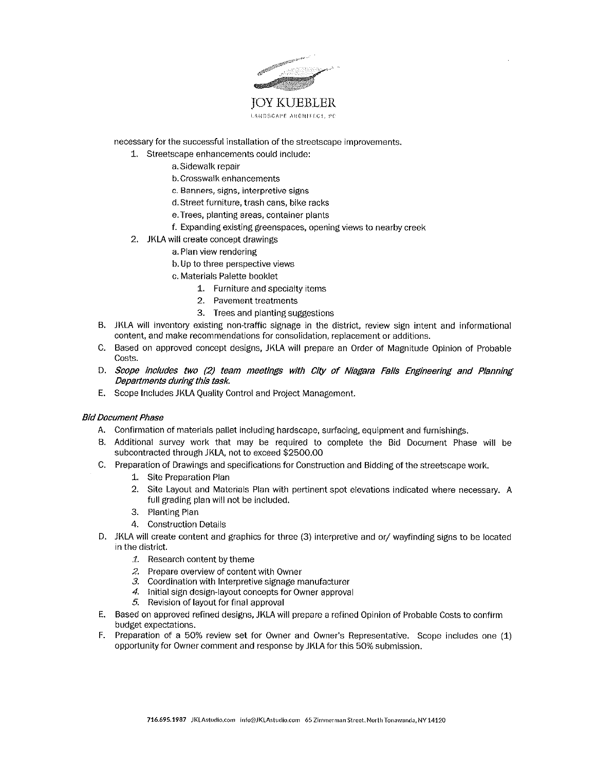necessary for the successful installation of the streetscape improvements.

1. Streetscape enhancements could include:
    a. Sidewalk repair
    b. Crosswalk enhancements
    c. Banners, signs, interpretive signs
    d. Street furniture, trash cans, bike racks
    e. Trees, planting areas, container plants
    f. Expanding existing greenspaces, opening views to nearby creek
2. JKLA will create concept drawings
    a. Plan view rendering
    b. Up to three perspective views
    c. Materials Palette booklet
        1. Furniture and specialty items
        2. Pavement treatments
        3. Trees and planting suggestions

B. JKLA will inventory existing non-traffic signage in the district, review sign intent and informational content, and make recommendations for consolidation, replacement or additions.

C. Based on approved concept designs, JKLA will prepare an Order of Magnitude Opinion of Probable Costs.

D. ***Scope includes two (2) team meetings with City of Niagara Falls Engineering and Planning Departments during this task.***

E. Scope Includes JKLA Quality Control and Project Management.

*Bid Document Phase*

A. Confirmation of materials pallet including hardscape, surfacing, equipment and furnishings.

B. Additional survey work that may be required to complete the Bid Document Phase will be subcontracted through JKLA, not to exceed $2500.00

C. Preparation of Drawings and specifications for Construction and Bidding of the streetscape work.
1. Site Preparation Plan
2. Site Layout and Materials Plan with pertinent spot elevations indicated where necessary. A full grading plan will not be included.
3. Planting Plan
4. Construction Details

D. JKLA will create content and graphics for three (3) interpretive and or/ wayfinding signs to be located in the district.
1. Research content by theme
2. Prepare overview of content with Owner
3. Coordination with Interpretive signage manufacturer
4. Initial sign design-layout concepts for Owner approval
5. Revision of layout for final approval

E. Based on approved refined designs, JKLA will prepare a refined Opinion of Probable Costs to confirm budget expectations.

F. Preparation of a 50% review set for Owner and Owner's Representative. Scope includes one (1) opportunity for Owner comment and response by JKLA for this 50% submission.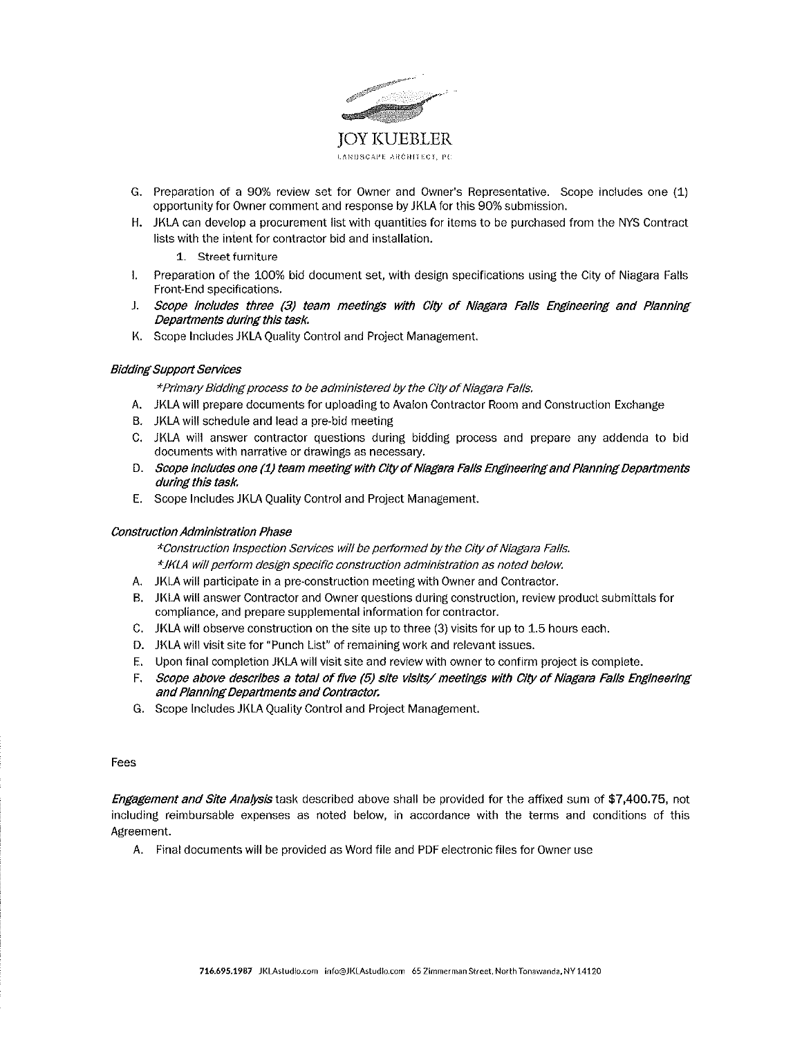G. Preparation of a 90% review set for Owner and Owner's Representative. Scope includes one (1) opportunity for Owner comment and response by JKLA for this 90% submission.

H. JKLA can develop a procurement list with quantities for items to be purchased from the NYS Contract lists with the intent for contractor bid and installation.

   1. Street furniture

I. Preparation of the 100% bid document set, with design specifications using the City of Niagara Falls Front-End specifications.

J. ***Scope includes three (3) team meetings with City of Niagara Falls Engineering and Planning Departments during this task.***

K. Scope Includes JKLA Quality Control and Project Management.

*Bidding Support Services*

*\*Primary Bidding process to be administered by the City of Niagara Falls.*

A. JKLA will prepare documents for uploading to Avalon Contractor Room and Construction Exchange

B. JKLA will schedule and lead a pre-bid meeting

C. JKLA will answer contractor questions during bidding process and prepare any addenda to bid documents with narrative or drawings as necessary.

D. ***Scope includes one (1) team meeting with City of Niagara Falls Engineering and Planning Departments during this task.***

E. Scope Includes JKLA Quality Control and Project Management.

*Construction Administration Phase*

*\*Construction Inspection Services will be performed by the City of Niagara Falls.*

*\*JKLA will perform design specific construction administration as noted below.*

A. JKLA will participate in a pre-construction meeting with Owner and Contractor.

B. JKLA will answer Contractor and Owner questions during construction, review product submittals for compliance, and prepare supplemental information for contractor.

C. JKLA will observe construction on the site up to three (3) visits for up to 1.5 hours each.

D. JKLA will visit site for "Punch List" of remaining work and relevant issues.

E. Upon final completion JKLA will visit site and review with owner to confirm project is complete.

F. ***Scope above describes a total of five (5) site visits/ meetings with City of Niagara Falls Engineering and Planning Departments and Contractor.***

G. Scope Includes JKLA Quality Control and Project Management.

Fees

***Engagement and Site Analysis*** task described above shall be provided for the affixed sum of **$7,400.75**, not including reimbursable expenses as noted below, in accordance with the terms and conditions of this Agreement.

A. Final documents will be provided as Word file and PDF electronic files for Owner use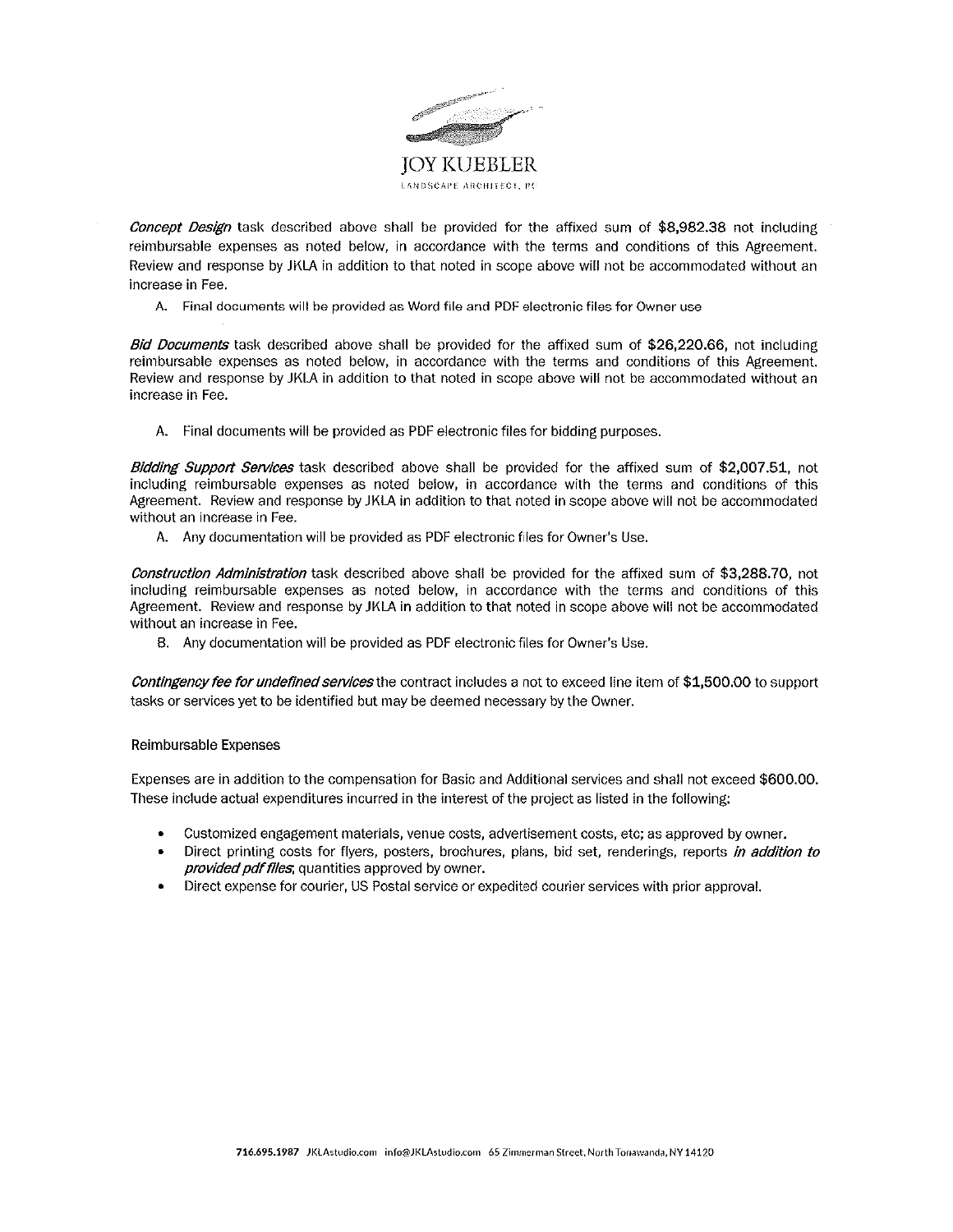*Concept Design* task described above shall be provided for the affixed sum of $8,982.38 not including reimbursable expenses as noted below, in accordance with the terms and conditions of this Agreement. Review and response by JKLA in addition to that noted in scope above will not be accommodated without an increase in Fee.

A. Final documents will be provided as Word file and PDF electronic files for Owner use

*Bid Documents* task described above shall be provided for the affixed sum of $26,220.66, not including reimbursable expenses as noted below, in accordance with the terms and conditions of this Agreement. Review and response by JKLA in addition to that noted in scope above will not be accommodated without an increase in Fee.

A. Final documents will be provided as PDF electronic files for bidding purposes.

*Bidding Support Services* task described above shall be provided for the affixed sum of $2,007.51, not including reimbursable expenses as noted below, in accordance with the terms and conditions of this Agreement. Review and response by JKLA in addition to that noted in scope above will not be accommodated without an increase in Fee.

A. Any documentation will be provided as PDF electronic files for Owner's Use.

*Construction Administration* task described above shall be provided for the affixed sum of $3,288.70, not including reimbursable expenses as noted below, in accordance with the terms and conditions of this Agreement. Review and response by JKLA in addition to that noted in scope above will not be accommodated without an increase in Fee.

B. Any documentation will be provided as PDF electronic files for Owner's Use.

*Contingency fee for undefined services* the contract includes a not to exceed line item of $1,500.00 to support tasks or services yet to be identified but may be deemed necessary by the Owner.

Reimbursable Expenses

Expenses are in addition to the compensation for Basic and Additional services and shall not exceed $600.00. These include actual expenditures incurred in the interest of the project as listed in the following:

- Customized engagement materials, venue costs, advertisement costs, etc; as approved by owner.
- Direct printing costs for flyers, posters, brochures, plans, bid set, renderings, reports *in addition to provided pdf files*, quantities approved by owner.
- Direct expense for courier, US Postal service or expedited courier services with prior approval.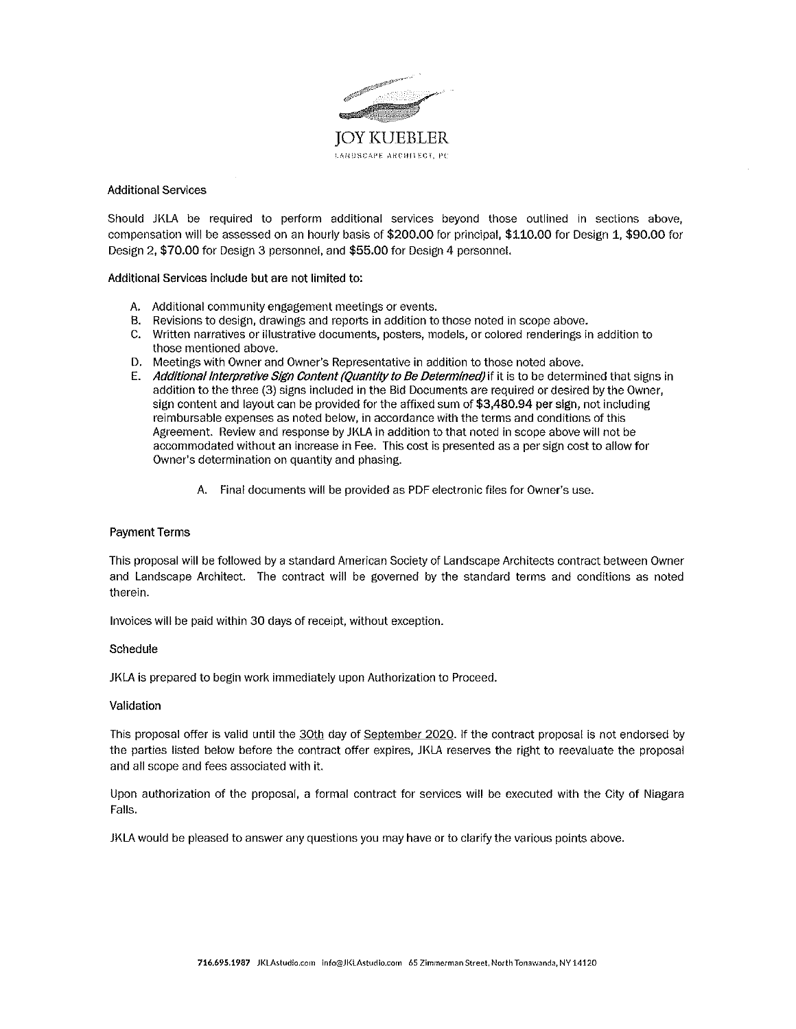# JOY KUEBLER

LANDSCAPE ARCHITECT, PC

## Additional Services

Should JKLA be required to perform additional services beyond those outlined in sections above, compensation will be assessed on an hourly basis of **$200.00** for principal, **$110.00** for Design 1, **$90.00** for Design 2, **$70.00** for Design 3 personnel, and **$55.00** for Design 4 personnel.

Additional Services include but are not limited to:

A. Additional community engagement meetings or events.
B. Revisions to design, drawings and reports in addition to those noted in scope above.
C. Written narratives or illustrative documents, posters, models, or colored renderings in addition to those mentioned above.
D. Meetings with Owner and Owner's Representative in addition to those noted above.
E. ***Additional Interpretive Sign Content (Quantity to Be Determined)*** if it is to be determined that signs in addition to the three (3) signs included in the Bid Documents are required or desired by the Owner, sign content and layout can be provided for the affixed sum of **$3,480.94 per sign**, not including reimbursable expenses as noted below, in accordance with the terms and conditions of this Agreement. Review and response by JKLA in addition to that noted in scope above will not be accommodated without an increase in Fee. This cost is presented as a per sign cost to allow for Owner's determination on quantity and phasing.

    A. Final documents will be provided as PDF electronic files for Owner's use.

## Payment Terms

This proposal will be followed by a standard American Society of Landscape Architects contract between Owner and Landscape Architect. The contract will be governed by the standard terms and conditions as noted therein.

Invoices will be paid within 30 days of receipt, without exception.

## Schedule

JKLA is prepared to begin work immediately upon Authorization to Proceed.

## Validation

This proposal offer is valid until the 30th day of September 2020. If the contract proposal is not endorsed by the parties listed below before the contract offer expires, JKLA reserves the right to reevaluate the proposal and all scope and fees associated with it.

Upon authorization of the proposal, a formal contract for services will be executed with the City of Niagara Falls.

JKLA would be pleased to answer any questions you may have or to clarify the various points above.

**716.695.1987** JKLAstudio.com Info@JKLAstudio.com 65 Zimmerman Street, North Tonawanda, NY 14120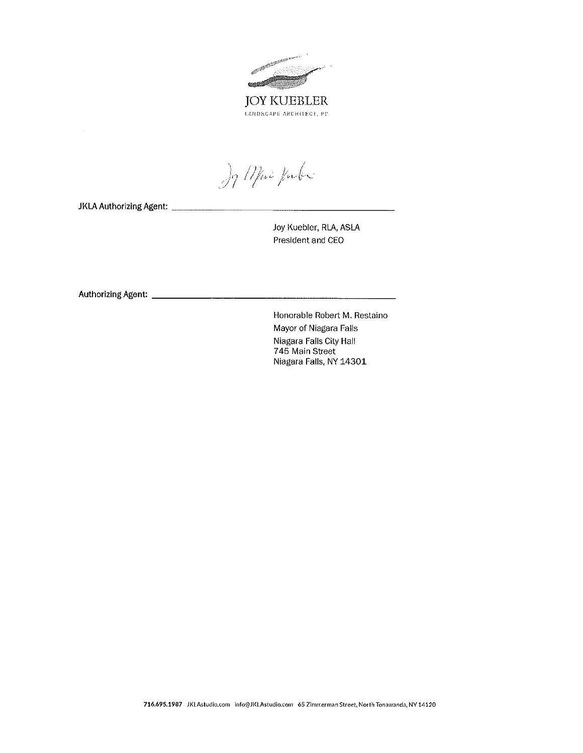JOY KUEBLER

LANDSCAPE ARCHITECT, PC

JKLA Authorizing Agent: ______________________________

Joy Kuebler, RLA, ASLA
President and CEO

Authorizing Agent: ______________________________

Honorable Robert M. Restaino
Mayor of Niagara Falls
Niagara Falls City Hall
745 Main Street
Niagara Falls, NY 14301

**716.695.1987** JKLAstudio.com info@JKLAstudio.com 65 Zimmerman Street, North Tonawanda, NY 14120